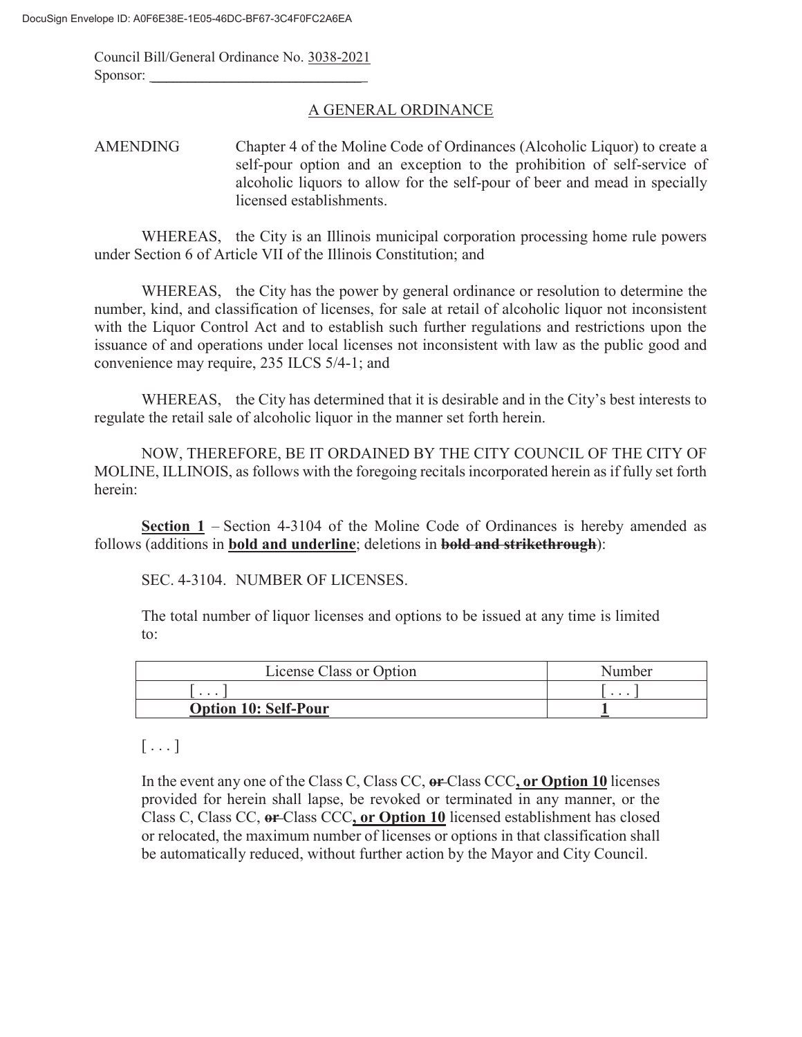Council Bill/General Ordinance No. <u>3038-2021</u>
Sponsor: ______________________________

## A GENERAL ORDINANCE

AMENDING Chapter 4 of the Moline Code of Ordinances (Alcoholic Liquor) to create a self-pour option and an exception to the prohibition of self-service of alcoholic liquors to allow for the self-pour of beer and mead in specially licensed establishments.

WHEREAS, the City is an Illinois municipal corporation processing home rule powers under Section 6 of Article VII of the Illinois Constitution; and

WHEREAS, the City has the power by general ordinance or resolution to determine the number, kind, and classification of licenses, for sale at retail of alcoholic liquor not inconsistent with the Liquor Control Act and to establish such further regulations and restrictions upon the issuance of and operations under local licenses not inconsistent with law as the public good and convenience may require, 235 ILCS 5/4-1; and

WHEREAS, the City has determined that it is desirable and in the City's best interests to regulate the retail sale of alcoholic liquor in the manner set forth herein.

NOW, THEREFORE, BE IT ORDAINED BY THE CITY COUNCIL OF THE CITY OF MOLINE, ILLINOIS, as follows with the foregoing recitals incorporated herein as if fully set forth herein:

**<u>Section 1</u>** – Section 4-3104 of the Moline Code of Ordinances is hereby amended as follows (additions in **<u>bold and underline</u>**; deletions in **~~bold and strikethrough~~**):

SEC. 4-3104. NUMBER OF LICENSES.

The total number of liquor licenses and options to be issued at any time is limited to:

| License Class or Option | Number |
|---|---|
| [ . . . ] | [ . . . ] |
| **<u>Option 10: Self-Pour</u>** | **<u>1</u>** |

[ . . . ]

In the event any one of the Class C, Class CC, **~~or~~** Class CCC**<u>, or Option 10</u>** licenses provided for herein shall lapse, be revoked or terminated in any manner, or the Class C, Class CC, **~~or~~** Class CCC**<u>, or Option 10</u>** licensed establishment has closed or relocated, the maximum number of licenses or options in that classification shall be automatically reduced, without further action by the Mayor and City Council.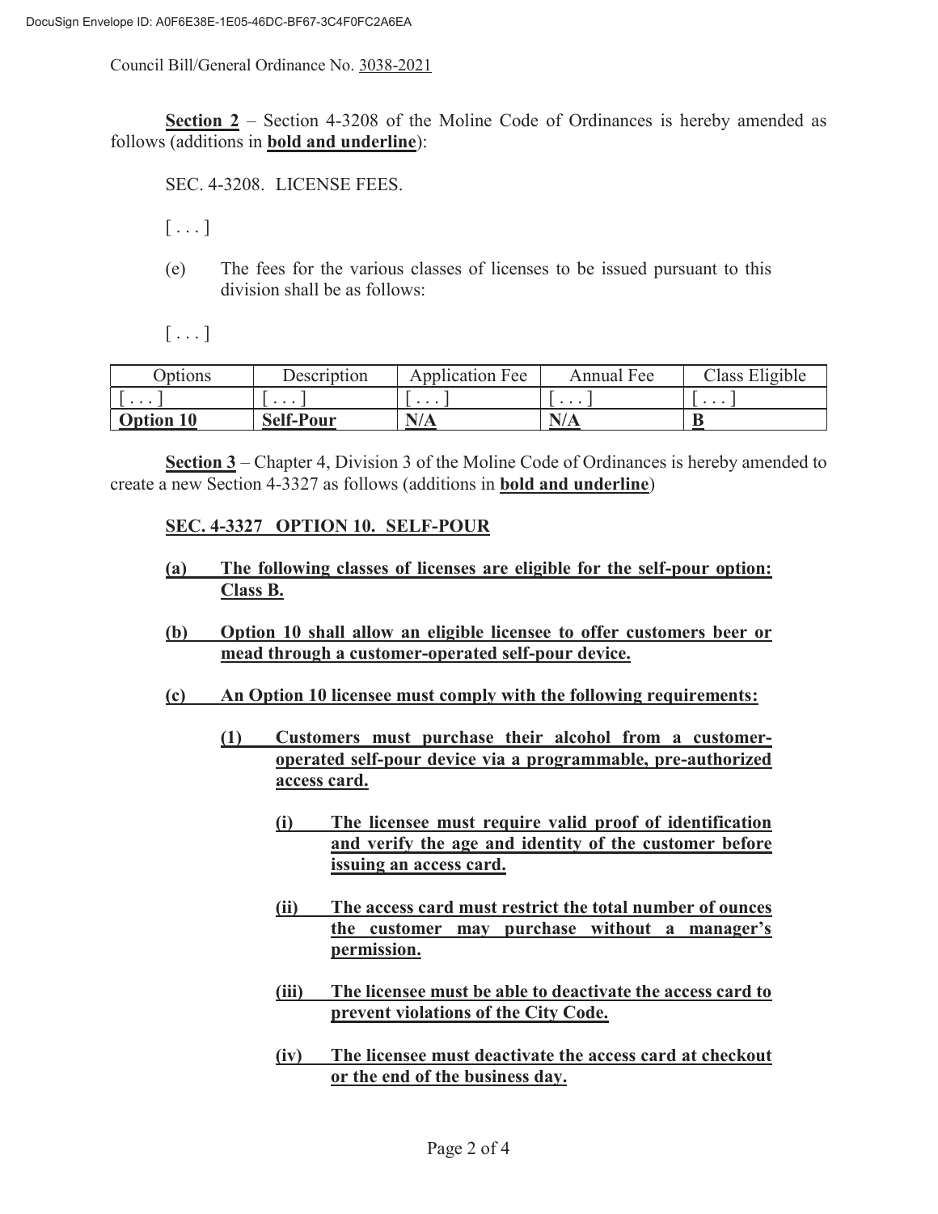Council Bill/General Ordinance No. 3038-2021

**Section 2** – Section 4-3208 of the Moline Code of Ordinances is hereby amended as follows (additions in **bold and underline**):

SEC. 4-3208. LICENSE FEES.

[ . . . ]

(e) The fees for the various classes of licenses to be issued pursuant to this division shall be as follows:

[ . . . ]

| Options | Description | Application Fee | Annual Fee | Class Eligible |
|---|---|---|---|---|
| [ . . . ] | [ . . . ] | [ . . . ] | [ . . . ] | [ . . . ] |
| **Option 10** | **Self-Pour** | **N/A** | **N/A** | **B** |

**Section 3** – Chapter 4, Division 3 of the Moline Code of Ordinances is hereby amended to create a new Section 4-3327 as follows (additions in **bold and underline**)

**SEC. 4-3327 OPTION 10. SELF-POUR**

**(a) The following classes of licenses are eligible for the self-pour option: Class B.**

**(b) Option 10 shall allow an eligible licensee to offer customers beer or mead through a customer-operated self-pour device.**

**(c) An Option 10 licensee must comply with the following requirements:**

**(1) Customers must purchase their alcohol from a customer-operated self-pour device via a programmable, pre-authorized access card.**

**(i) The licensee must require valid proof of identification and verify the age and identity of the customer before issuing an access card.**

**(ii) The access card must restrict the total number of ounces the customer may purchase without a manager's permission.**

**(iii) The licensee must be able to deactivate the access card to prevent violations of the City Code.**

**(iv) The licensee must deactivate the access card at checkout or the end of the business day.**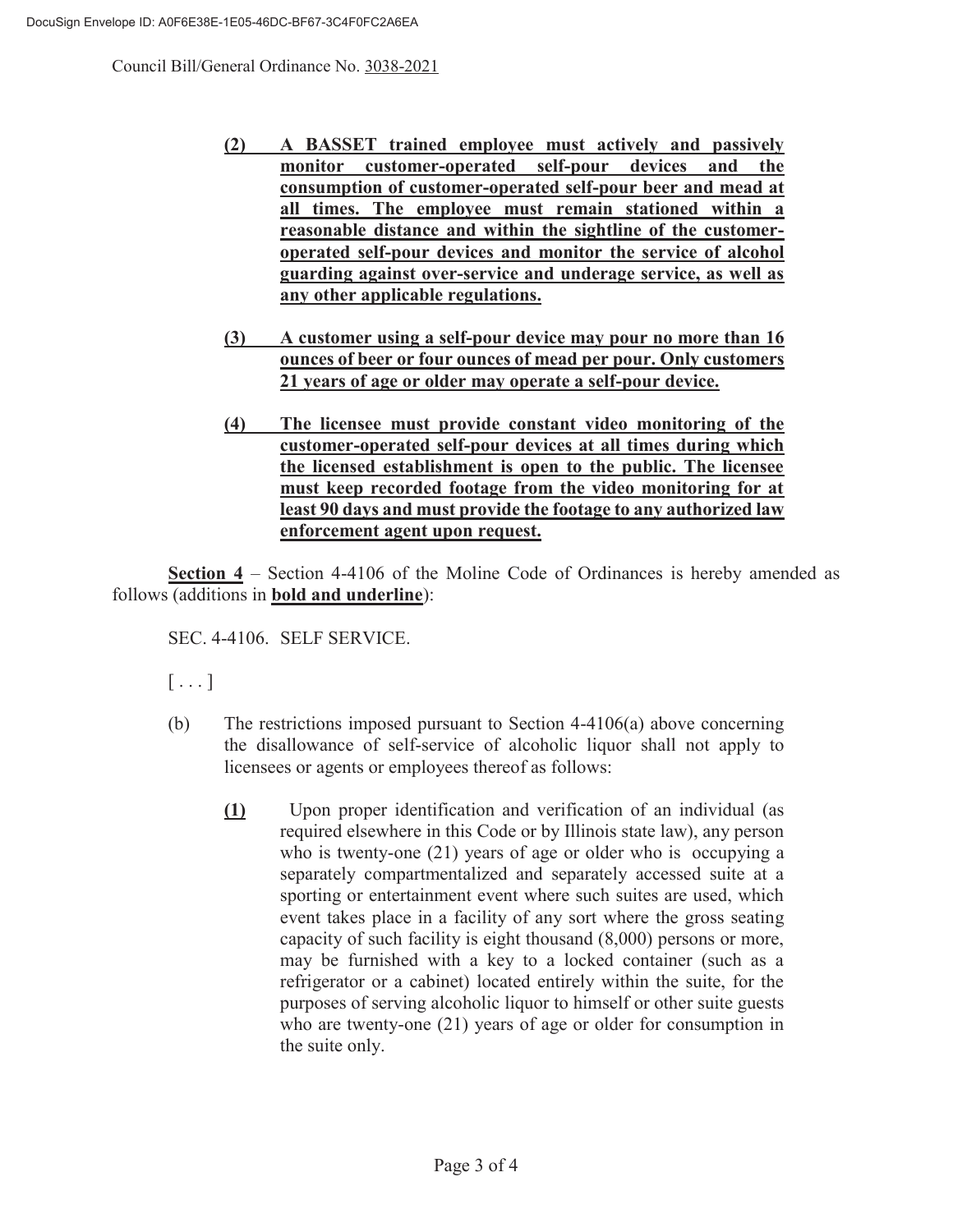Council Bill/General Ordinance No. 3038-2021

**(2) A BASSET trained employee must actively and passively monitor customer-operated self-pour devices and the consumption of customer-operated self-pour beer and mead at all times. The employee must remain stationed within a reasonable distance and within the sightline of the customer-operated self-pour devices and monitor the service of alcohol guarding against over-service and underage service, as well as any other applicable regulations.**

**(3) A customer using a self-pour device may pour no more than 16 ounces of beer or four ounces of mead per pour. Only customers 21 years of age or older may operate a self-pour device.**

**(4) The licensee must provide constant video monitoring of the customer-operated self-pour devices at all times during which the licensed establishment is open to the public. The licensee must keep recorded footage from the video monitoring for at least 90 days and must provide the footage to any authorized law enforcement agent upon request.**

**Section 4** – Section 4-4106 of the Moline Code of Ordinances is hereby amended as follows (additions in **bold and underline**):

SEC. 4-4106. SELF SERVICE.

[ . . . ]

(b) The restrictions imposed pursuant to Section 4-4106(a) above concerning the disallowance of self-service of alcoholic liquor shall not apply to licensees or agents or employees thereof as follows:

**(1)** Upon proper identification and verification of an individual (as required elsewhere in this Code or by Illinois state law), any person who is twenty-one (21) years of age or older who is occupying a separately compartmentalized and separately accessed suite at a sporting or entertainment event where such suites are used, which event takes place in a facility of any sort where the gross seating capacity of such facility is eight thousand (8,000) persons or more, may be furnished with a key to a locked container (such as a refrigerator or a cabinet) located entirely within the suite, for the purposes of serving alcoholic liquor to himself or other suite guests who are twenty-one (21) years of age or older for consumption in the suite only.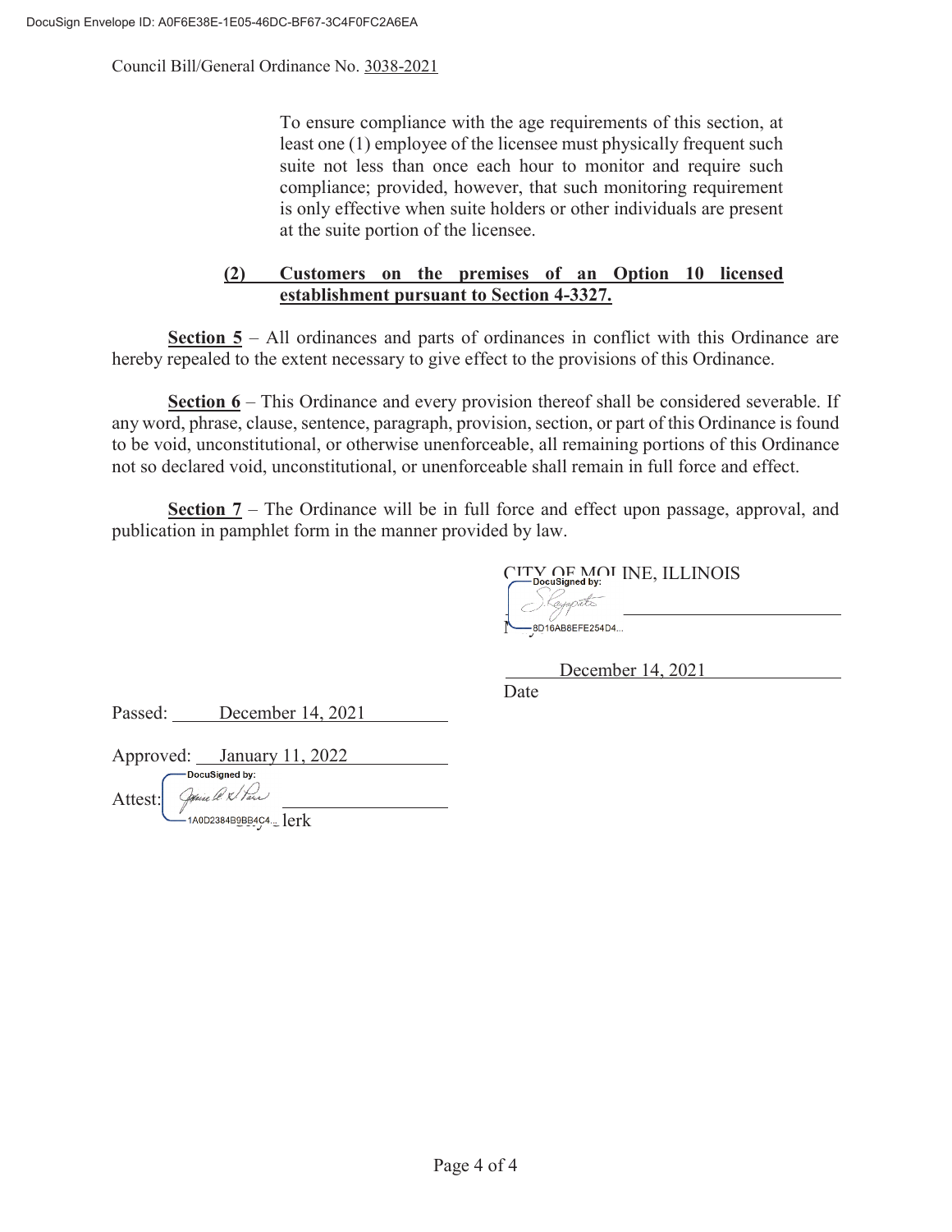Council Bill/General Ordinance No. 3038-2021

To ensure compliance with the age requirements of this section, at least one (1) employee of the licensee must physically frequent such suite not less than once each hour to monitor and require such compliance; provided, however, that such monitoring requirement is only effective when suite holders or other individuals are present at the suite portion of the licensee.

**(2) Customers on the premises of an Option 10 licensed establishment pursuant to Section 4-3327.**

**Section 5** – All ordinances and parts of ordinances in conflict with this Ordinance are hereby repealed to the extent necessary to give effect to the provisions of this Ordinance.

**Section 6** – This Ordinance and every provision thereof shall be considered severable. If any word, phrase, clause, sentence, paragraph, provision, section, or part of this Ordinance is found to be void, unconstitutional, or otherwise unenforceable, all remaining portions of this Ordinance not so declared void, unconstitutional, or unenforceable shall remain in full force and effect.

**Section 7** – The Ordinance will be in full force and effect upon passage, approval, and publication in pamphlet form in the manner provided by law.

CITY OF MOLINE, ILLINOIS

DocuSigned by:
8D16AB8EFE254D4...
Mayor

December 14, 2021
Date

Passed: December 14, 2021

Approved: January 11, 2022

Attest:
DocuSigned by:
1A0D2384B9BB4C4...
City Clerk